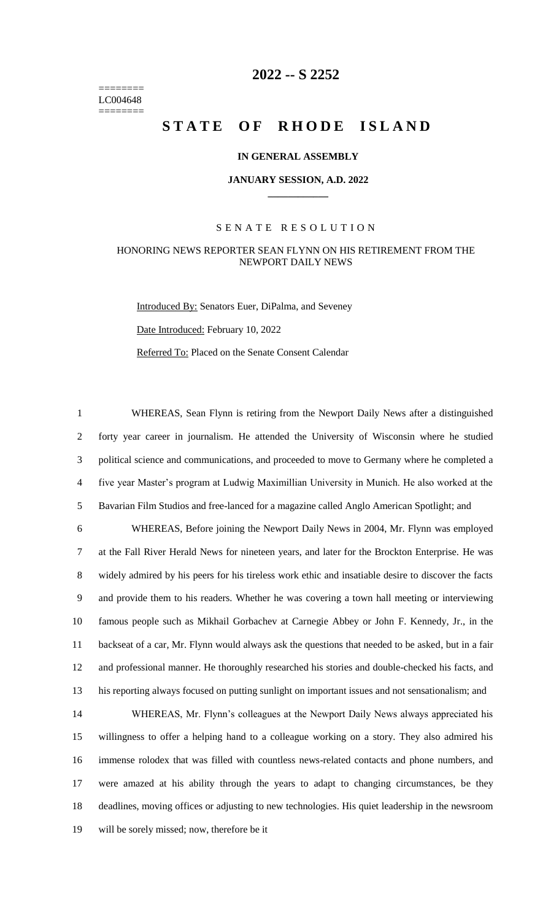# 2022 -- S 2252

========
LC004648
========

# STATE OF RHODE ISLAND

**IN GENERAL ASSEMBLY**

**JANUARY SESSION, A.D. 2022**

____________

SENATE RESOLUTION

HONORING NEWS REPORTER SEAN FLYNN ON HIS RETIREMENT FROM THE NEWPORT DAILY NEWS

Introduced By: Senators Euer, DiPalma, and Seveney

Date Introduced: February 10, 2022

Referred To: Placed on the Senate Consent Calendar

WHEREAS, Sean Flynn is retiring from the Newport Daily News after a distinguished forty year career in journalism. He attended the University of Wisconsin where he studied political science and communications, and proceeded to move to Germany where he completed a five year Master's program at Ludwig Maximillian University in Munich. He also worked at the Bavarian Film Studios and free-lanced for a magazine called Anglo American Spotlight; and

WHEREAS, Before joining the Newport Daily News in 2004, Mr. Flynn was employed at the Fall River Herald News for nineteen years, and later for the Brockton Enterprise. He was widely admired by his peers for his tireless work ethic and insatiable desire to discover the facts and provide them to his readers. Whether he was covering a town hall meeting or interviewing famous people such as Mikhail Gorbachev at Carnegie Abbey or John F. Kennedy, Jr., in the backseat of a car, Mr. Flynn would always ask the questions that needed to be asked, but in a fair and professional manner. He thoroughly researched his stories and double-checked his facts, and his reporting always focused on putting sunlight on important issues and not sensationalism; and

WHEREAS, Mr. Flynn's colleagues at the Newport Daily News always appreciated his willingness to offer a helping hand to a colleague working on a story. They also admired his immense rolodex that was filled with countless news-related contacts and phone numbers, and were amazed at his ability through the years to adapt to changing circumstances, be they deadlines, moving offices or adjusting to new technologies. His quiet leadership in the newsroom will be sorely missed; now, therefore be it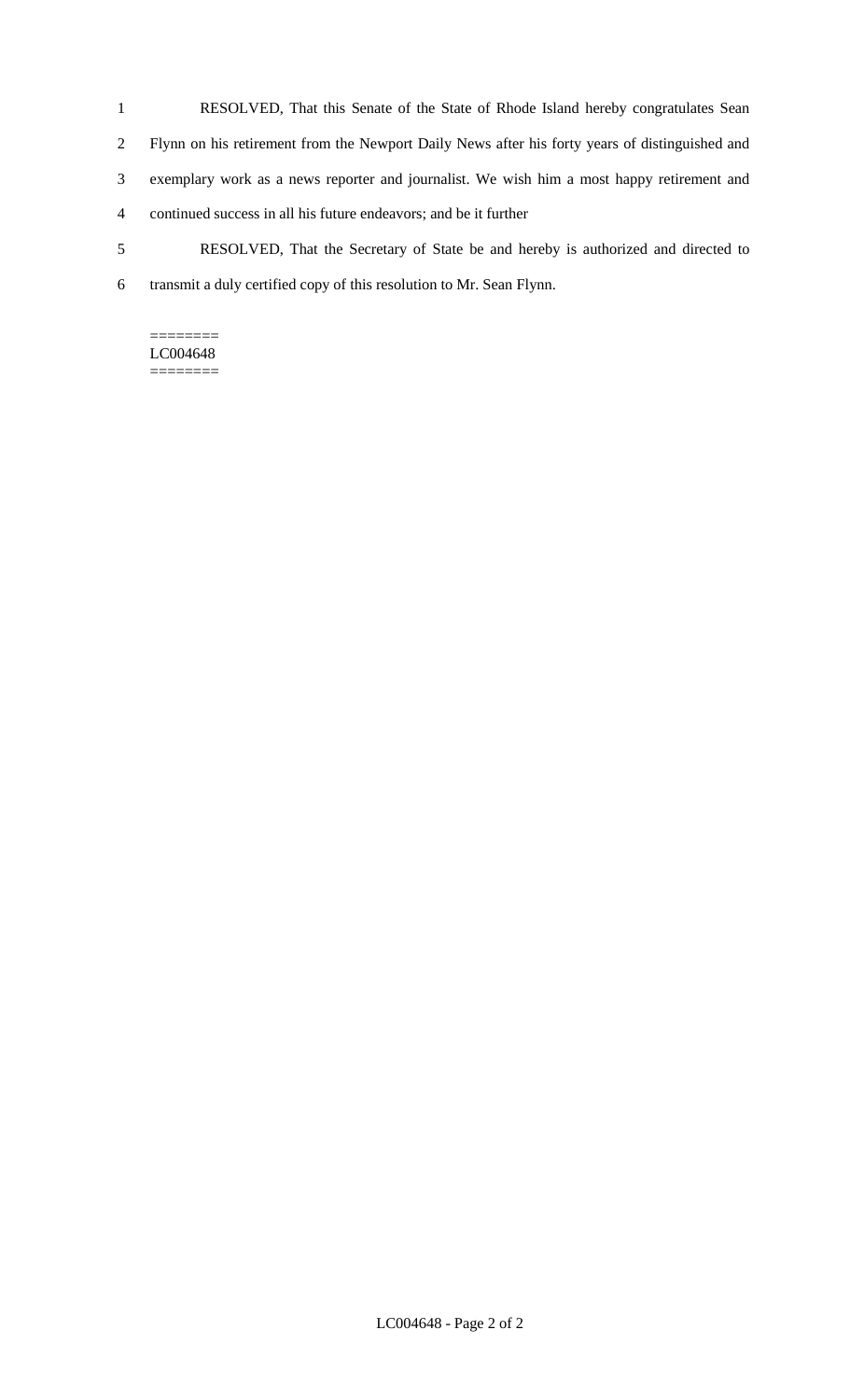RESOLVED, That this Senate of the State of Rhode Island hereby congratulates Sean Flynn on his retirement from the Newport Daily News after his forty years of distinguished and exemplary work as a news reporter and journalist. We wish him a most happy retirement and continued success in all his future endeavors; and be it further

RESOLVED, That the Secretary of State be and hereby is authorized and directed to transmit a duly certified copy of this resolution to Mr. Sean Flynn.

========
LC004648
========